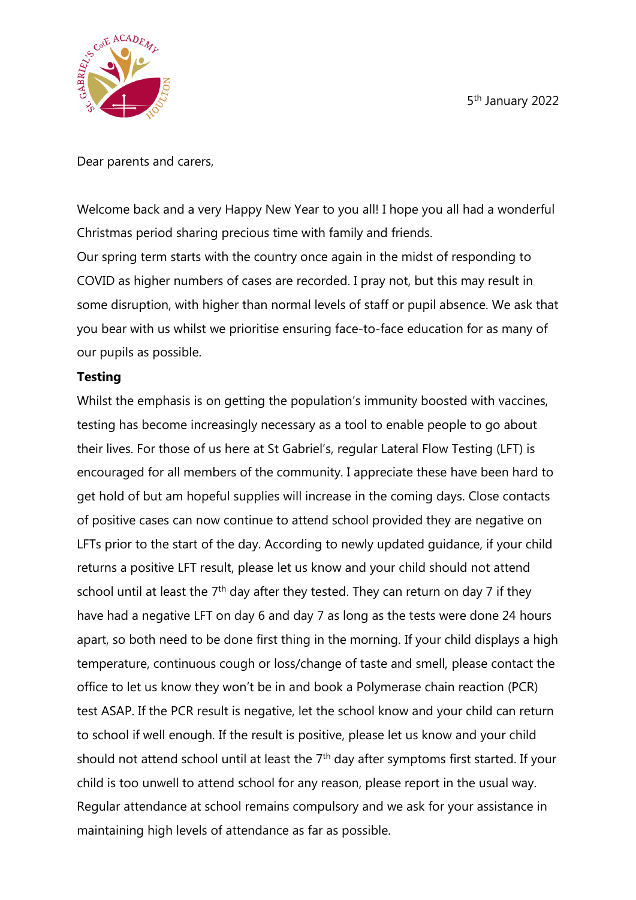5th January 2022

Dear parents and carers,

Welcome back and a very Happy New Year to you all! I hope you all had a wonderful Christmas period sharing precious time with family and friends.
Our spring term starts with the country once again in the midst of responding to COVID as higher numbers of cases are recorded. I pray not, but this may result in some disruption, with higher than normal levels of staff or pupil absence. We ask that you bear with us whilst we prioritise ensuring face-to-face education for as many of our pupils as possible.

**Testing**

Whilst the emphasis is on getting the population's immunity boosted with vaccines, testing has become increasingly necessary as a tool to enable people to go about their lives. For those of us here at St Gabriel's, regular Lateral Flow Testing (LFT) is encouraged for all members of the community. I appreciate these have been hard to get hold of but am hopeful supplies will increase in the coming days. Close contacts of positive cases can now continue to attend school provided they are negative on LFTs prior to the start of the day. According to newly updated guidance, if your child returns a positive LFT result, please let us know and your child should not attend school until at least the 7th day after they tested. They can return on day 7 if they have had a negative LFT on day 6 and day 7 as long as the tests were done 24 hours apart, so both need to be done first thing in the morning. If your child displays a high temperature, continuous cough or loss/change of taste and smell, please contact the office to let us know they won't be in and book a Polymerase chain reaction (PCR) test ASAP. If the PCR result is negative, let the school know and your child can return to school if well enough. If the result is positive, please let us know and your child should not attend school until at least the 7th day after symptoms first started. If your child is too unwell to attend school for any reason, please report in the usual way. Regular attendance at school remains compulsory and we ask for your assistance in maintaining high levels of attendance as far as possible.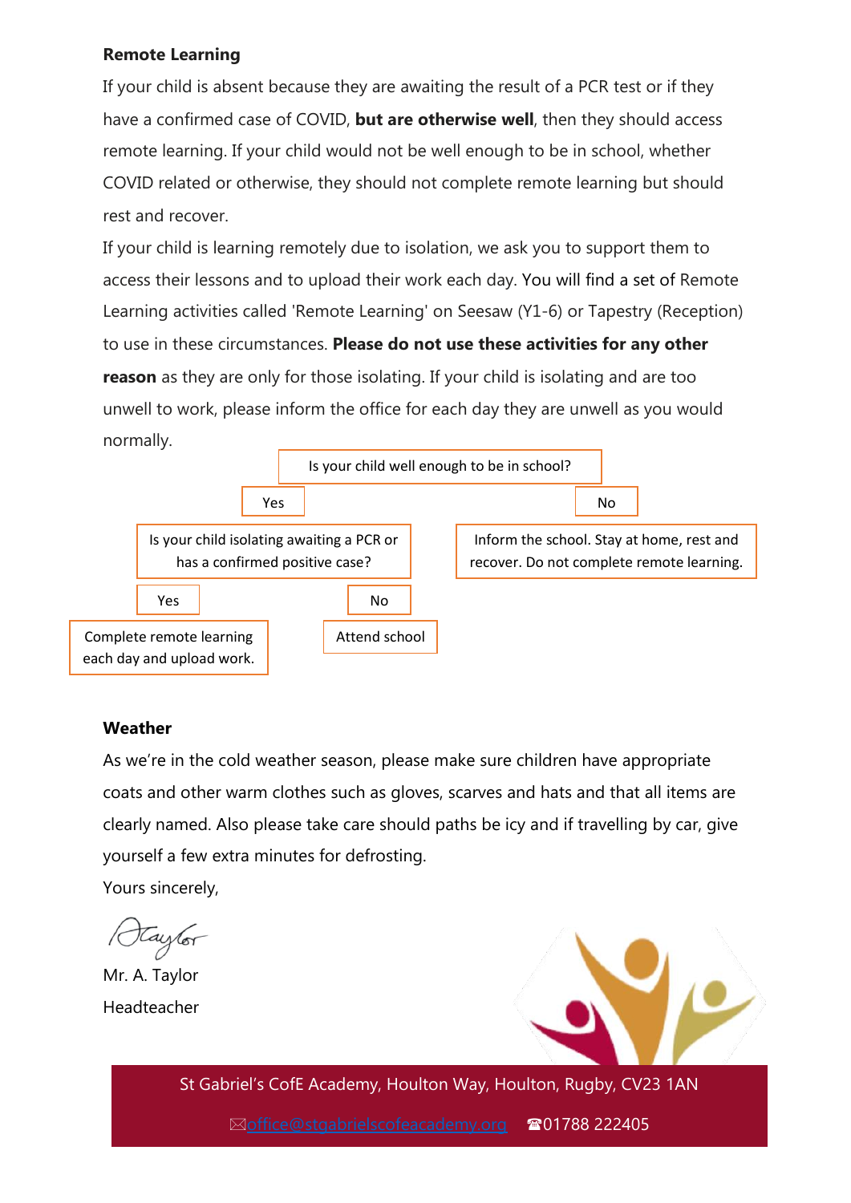**Remote Learning**

If your child is absent because they are awaiting the result of a PCR test or if they have a confirmed case of COVID, **but are otherwise well**, then they should access remote learning. If your child would not be well enough to be in school, whether COVID related or otherwise, they should not complete remote learning but should rest and recover.

If your child is learning remotely due to isolation, we ask you to support them to access their lessons and to upload their work each day. You will find a set of Remote Learning activities called 'Remote Learning' on Seesaw (Y1-6) or Tapestry (Reception) to use in these circumstances. **Please do not use these activities for any other reason** as they are only for those isolating. If your child is isolating and are too unwell to work, please inform the office for each day they are unwell as you would normally.

Is your child well enough to be in school?

Yes

No

Is your child isolating awaiting a PCR or has a confirmed positive case?

Inform the school. Stay at home, rest and recover. Do not complete remote learning.

Yes

No

Complete remote learning each day and upload work.

Attend school

**Weather**

As we're in the cold weather season, please make sure children have appropriate coats and other warm clothes such as gloves, scarves and hats and that all items are clearly named. Also please take care should paths be icy and if travelling by car, give yourself a few extra minutes for defrosting.

Yours sincerely,

Mr. A. Taylor

Headteacher

St Gabriel's CofE Academy, Houlton Way, Houlton, Rugby, CV23 1AN

✉office@stgabrielscofeacademy.org ☎01788 222405